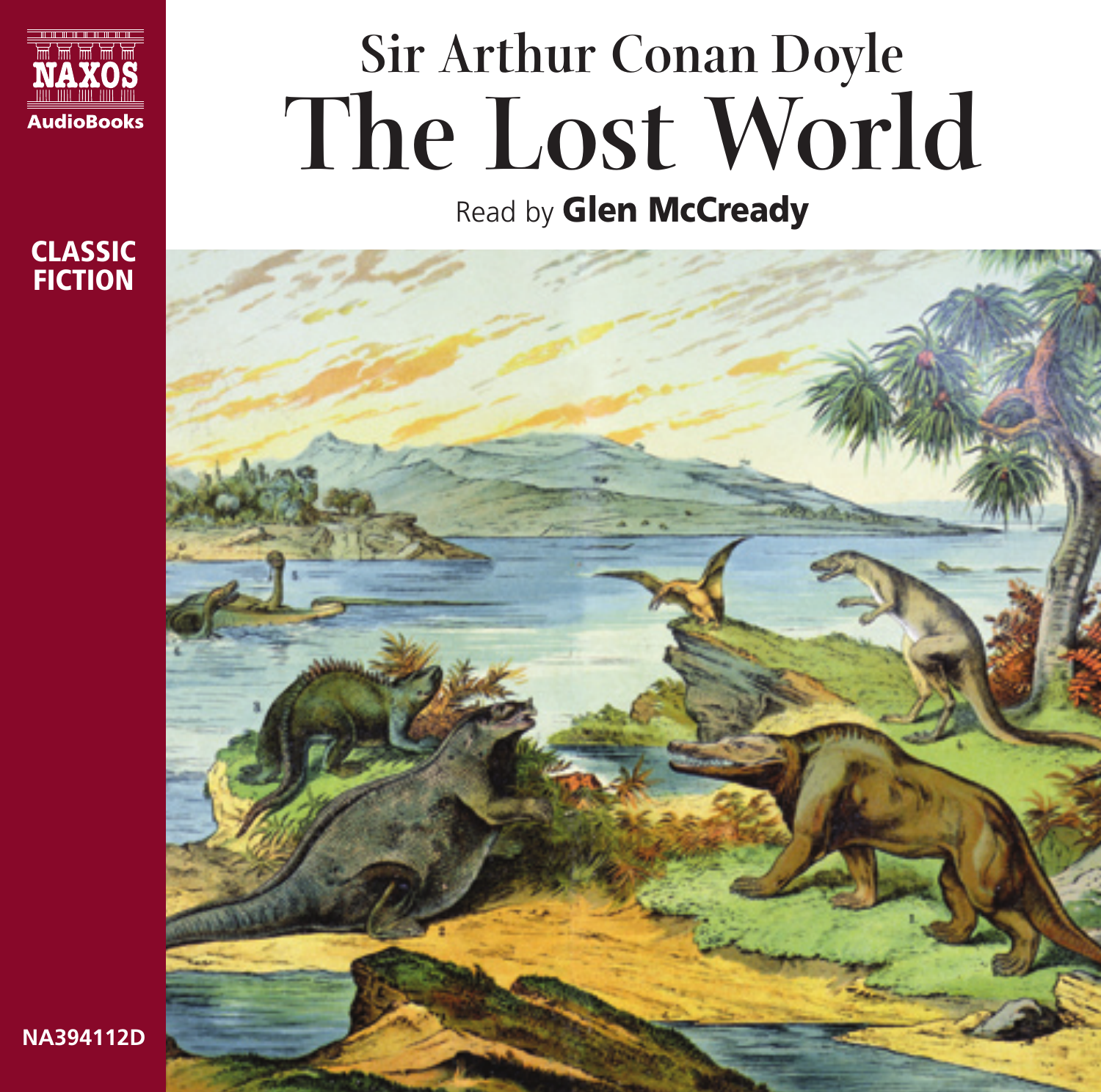NAXOS

AudioBooks

CLASSIC FICTION

# Sir Arthur Conan Doyle

# The Lost World

Read by **Glen McCready**

NA394112D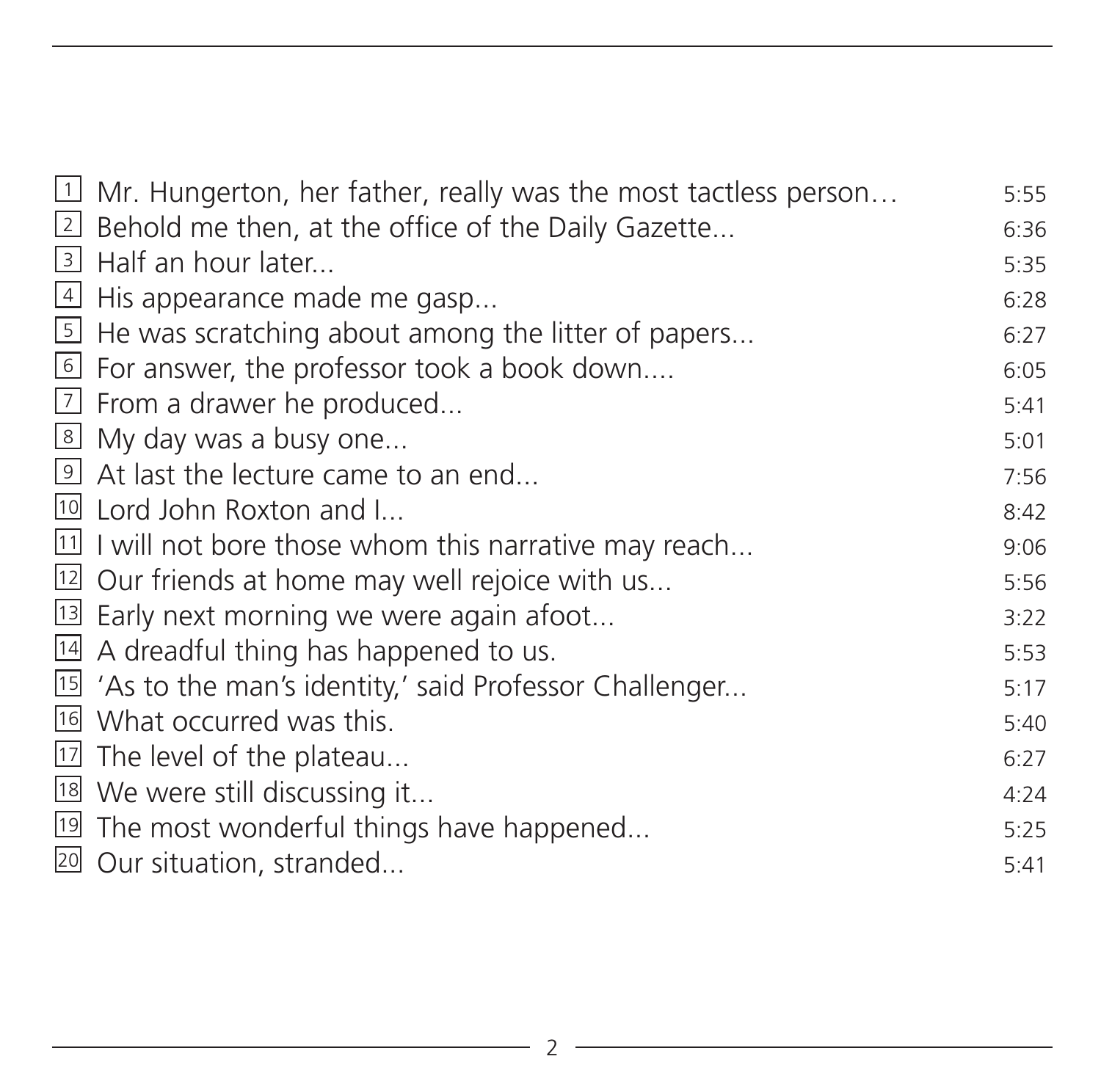| | | |
|---|---|---|
| 1 | Mr. Hungerton, her father, really was the most tactless person… | 5:55 |
| 2 | Behold me then, at the office of the Daily Gazette... | 6:36 |
| 3 | Half an hour later... | 5:35 |
| 4 | His appearance made me gasp... | 6:28 |
| 5 | He was scratching about among the litter of papers... | 6:27 |
| 6 | For answer, the professor took a book down.... | 6:05 |
| 7 | From a drawer he produced... | 5:41 |
| 8 | My day was a busy one... | 5:01 |
| 9 | At last the lecture came to an end... | 7:56 |
| 10 | Lord John Roxton and I... | 8:42 |
| 11 | I will not bore those whom this narrative may reach... | 9:06 |
| 12 | Our friends at home may well rejoice with us... | 5:56 |
| 13 | Early next morning we were again afoot... | 3:22 |
| 14 | A dreadful thing has happened to us. | 5:53 |
| 15 | 'As to the man's identity,' said Professor Challenger... | 5:17 |
| 16 | What occurred was this. | 5:40 |
| 17 | The level of the plateau... | 6:27 |
| 18 | We were still discussing it... | 4:24 |
| 19 | The most wonderful things have happened... | 5:25 |
| 20 | Our situation, stranded... | 5:41 |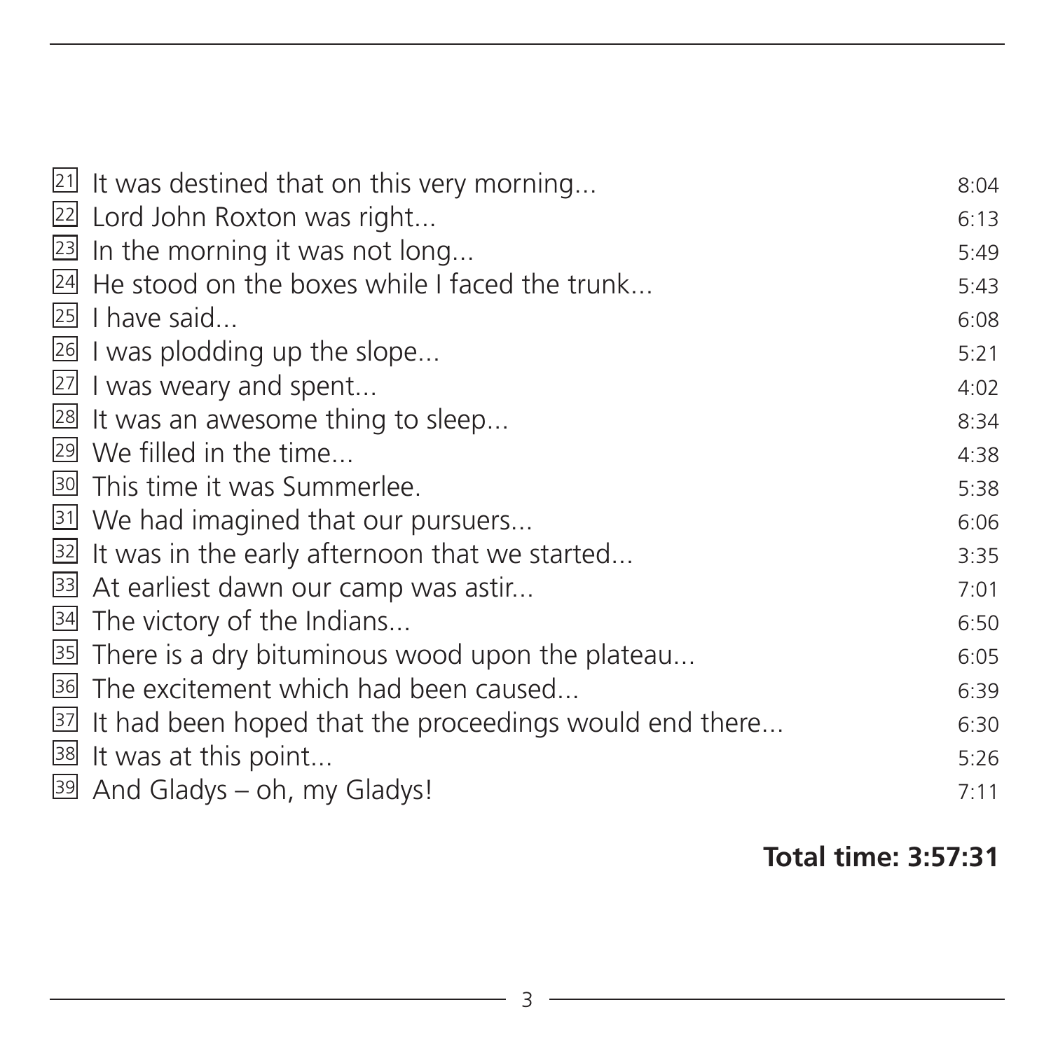| | | |
|---|---|---|
| 21 | It was destined that on this very morning... | 8:04 |
| 22 | Lord John Roxton was right... | 6:13 |
| 23 | In the morning it was not long... | 5:49 |
| 24 | He stood on the boxes while I faced the trunk... | 5:43 |
| 25 | I have said... | 6:08 |
| 26 | I was plodding up the slope... | 5:21 |
| 27 | I was weary and spent... | 4:02 |
| 28 | It was an awesome thing to sleep... | 8:34 |
| 29 | We filled in the time... | 4:38 |
| 30 | This time it was Summerlee. | 5:38 |
| 31 | We had imagined that our pursuers... | 6:06 |
| 32 | It was in the early afternoon that we started... | 3:35 |
| 33 | At earliest dawn our camp was astir... | 7:01 |
| 34 | The victory of the Indians... | 6:50 |
| 35 | There is a dry bituminous wood upon the plateau... | 6:05 |
| 36 | The excitement which had been caused... | 6:39 |
| 37 | It had been hoped that the proceedings would end there... | 6:30 |
| 38 | It was at this point... | 5:26 |
| 39 | And Gladys – oh, my Gladys! | 7:11 |

**Total time: 3:57:31**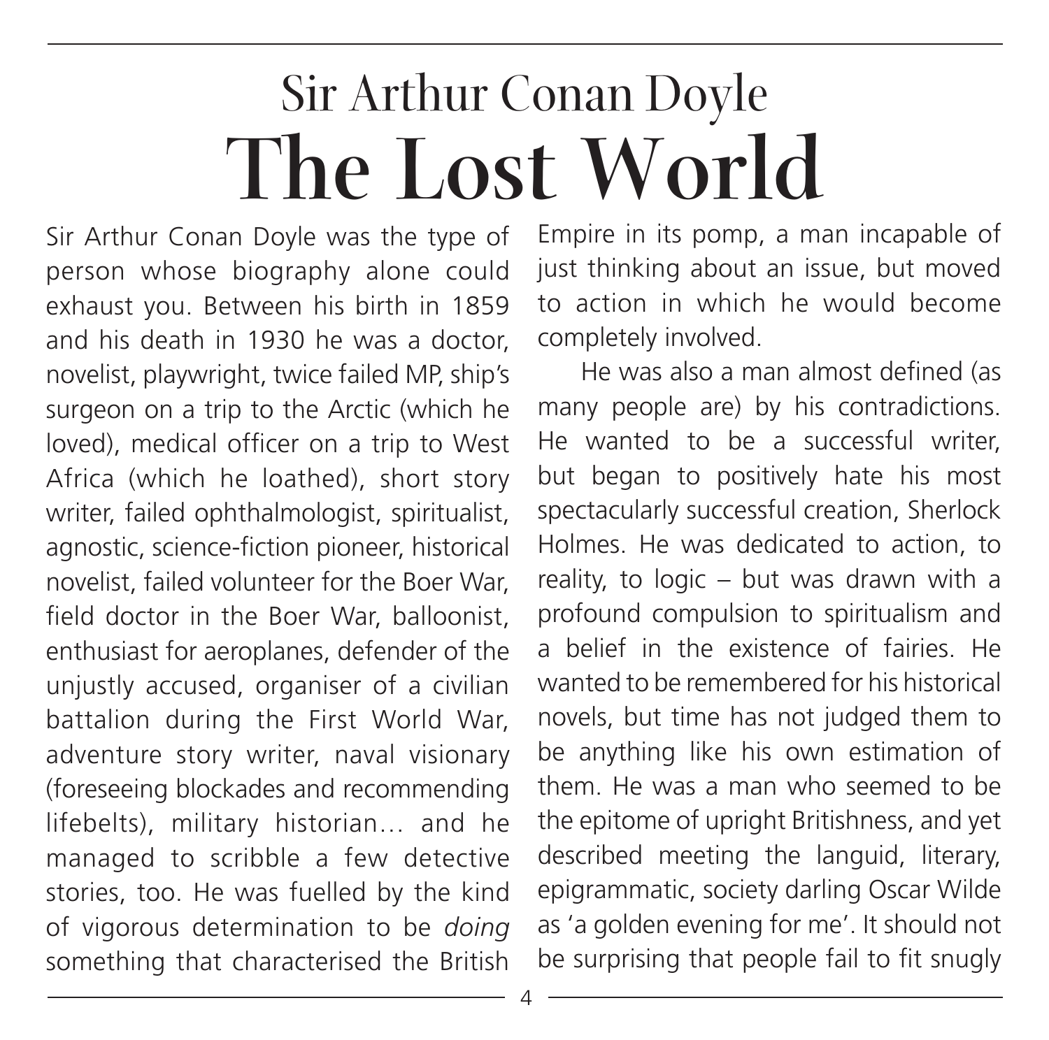# Sir Arthur Conan Doyle
# The Lost World

Sir Arthur Conan Doyle was the type of person whose biography alone could exhaust you. Between his birth in 1859 and his death in 1930 he was a doctor, novelist, playwright, twice failed MP, ship's surgeon on a trip to the Arctic (which he loved), medical officer on a trip to West Africa (which he loathed), short story writer, failed ophthalmologist, spiritualist, agnostic, science-fiction pioneer, historical novelist, failed volunteer for the Boer War, field doctor in the Boer War, balloonist, enthusiast for aeroplanes, defender of the unjustly accused, organiser of a civilian battalion during the First World War, adventure story writer, naval visionary (foreseeing blockades and recommending lifebelts), military historian… and he managed to scribble a few detective stories, too. He was fuelled by the kind of vigorous determination to be *doing* something that characterised the British Empire in its pomp, a man incapable of just thinking about an issue, but moved to action in which he would become completely involved.

He was also a man almost defined (as many people are) by his contradictions. He wanted to be a successful writer, but began to positively hate his most spectacularly successful creation, Sherlock Holmes. He was dedicated to action, to reality, to logic – but was drawn with a profound compulsion to spiritualism and a belief in the existence of fairies. He wanted to be remembered for his historical novels, but time has not judged them to be anything like his own estimation of them. He was a man who seemed to be the epitome of upright Britishness, and yet described meeting the languid, literary, epigrammatic, society darling Oscar Wilde as 'a golden evening for me'. It should not be surprising that people fail to fit snugly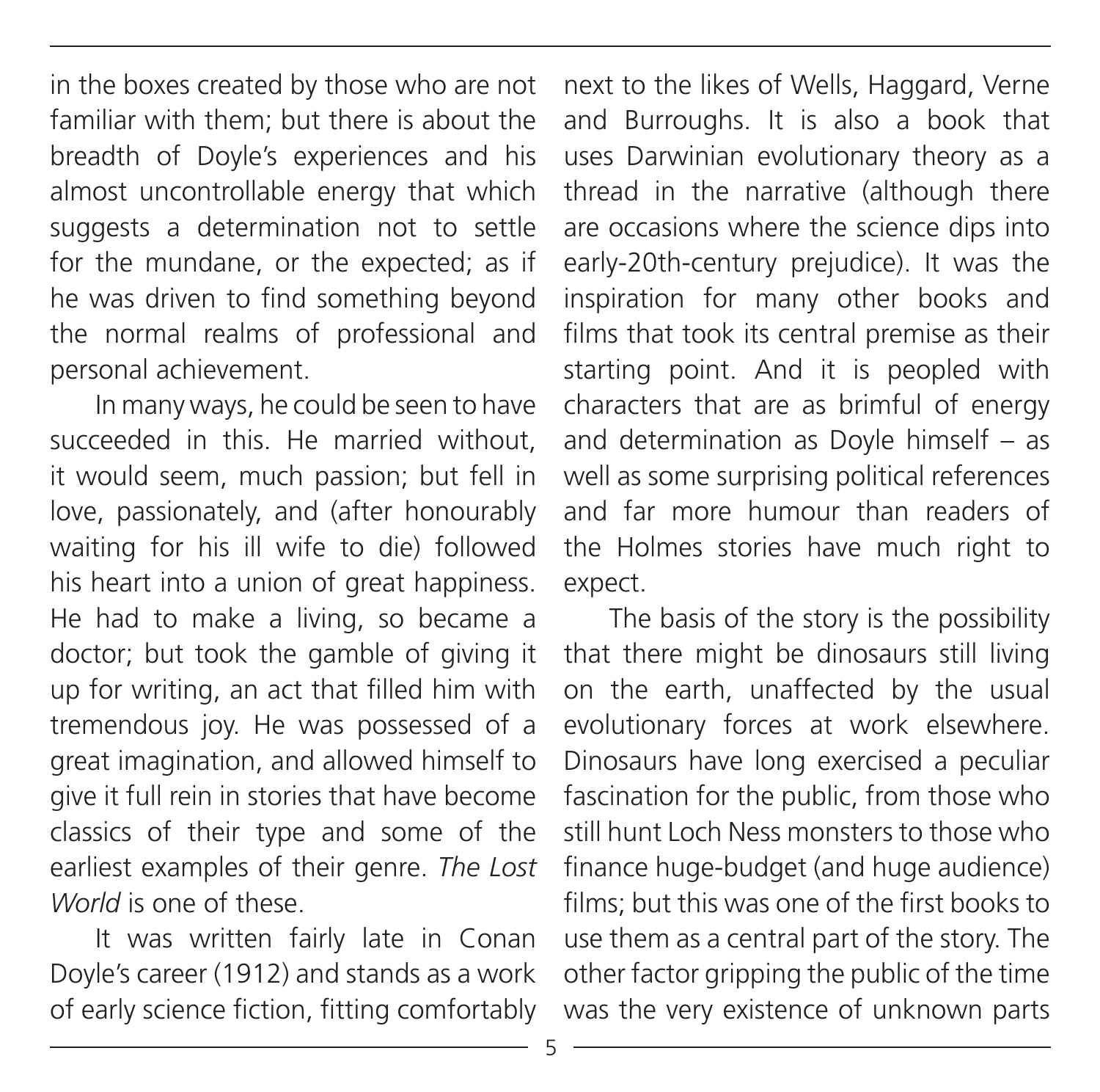in the boxes created by those who are not familiar with them; but there is about the breadth of Doyle's experiences and his almost uncontrollable energy that which suggests a determination not to settle for the mundane, or the expected; as if he was driven to find something beyond the normal realms of professional and personal achievement.

In many ways, he could be seen to have succeeded in this. He married without, it would seem, much passion; but fell in love, passionately, and (after honourably waiting for his ill wife to die) followed his heart into a union of great happiness. He had to make a living, so became a doctor; but took the gamble of giving it up for writing, an act that filled him with tremendous joy. He was possessed of a great imagination, and allowed himself to give it full rein in stories that have become classics of their type and some of the earliest examples of their genre. *The Lost World* is one of these.

It was written fairly late in Conan Doyle's career (1912) and stands as a work of early science fiction, fitting comfortably next to the likes of Wells, Haggard, Verne and Burroughs. It is also a book that uses Darwinian evolutionary theory as a thread in the narrative (although there are occasions where the science dips into early-20th-century prejudice). It was the inspiration for many other books and films that took its central premise as their starting point. And it is peopled with characters that are as brimful of energy and determination as Doyle himself – as well as some surprising political references and far more humour than readers of the Holmes stories have much right to expect.

The basis of the story is the possibility that there might be dinosaurs still living on the earth, unaffected by the usual evolutionary forces at work elsewhere. Dinosaurs have long exercised a peculiar fascination for the public, from those who still hunt Loch Ness monsters to those who finance huge-budget (and huge audience) films; but this was one of the first books to use them as a central part of the story. The other factor gripping the public of the time was the very existence of unknown parts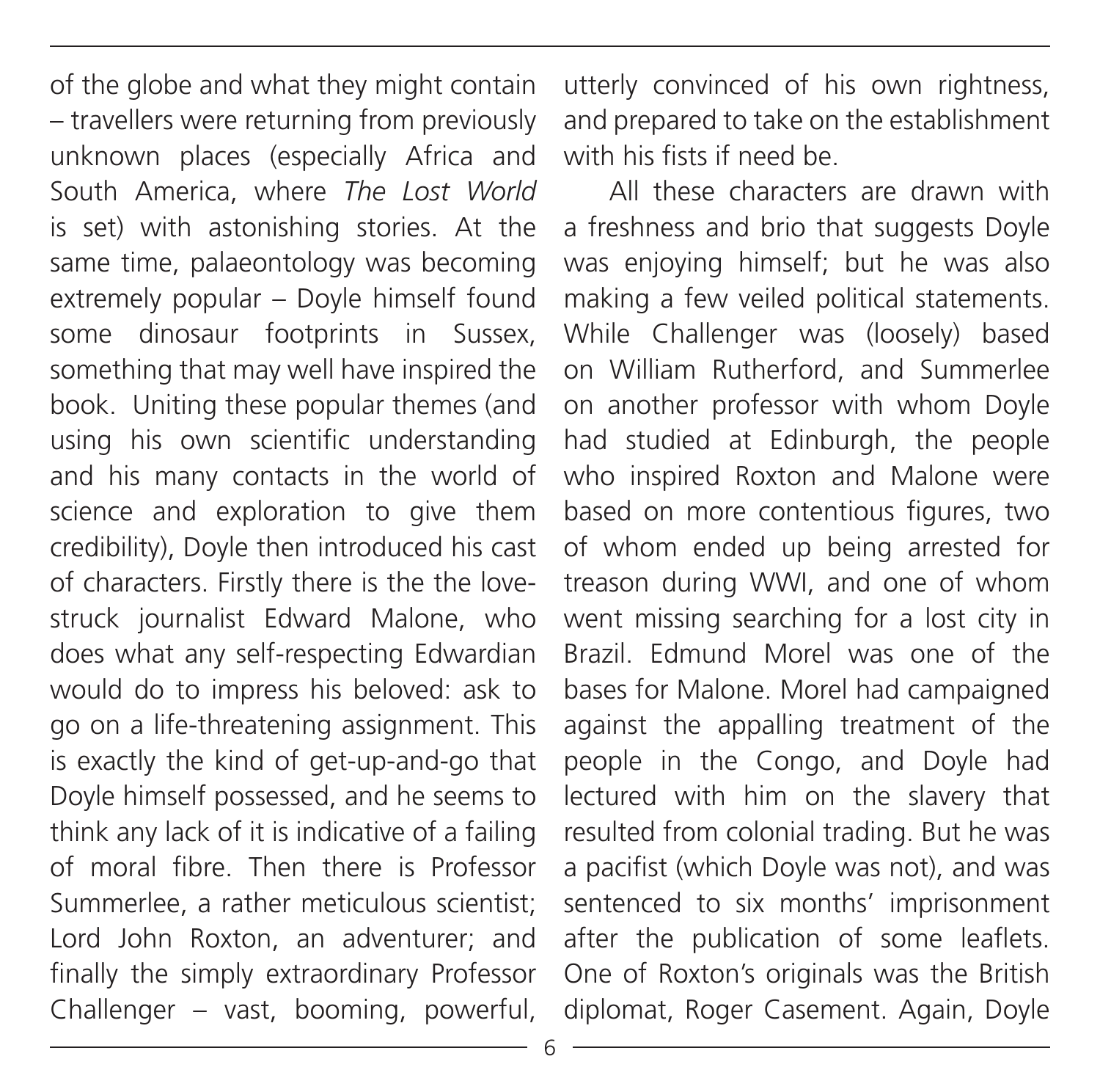of the globe and what they might contain – travellers were returning from previously unknown places (especially Africa and South America, where *The Lost World* is set) with astonishing stories. At the same time, palaeontology was becoming extremely popular – Doyle himself found some dinosaur footprints in Sussex, something that may well have inspired the book.  Uniting these popular themes (and using his own scientific understanding and his many contacts in the world of science and exploration to give them credibility), Doyle then introduced his cast of characters. Firstly there is the the love-struck journalist Edward Malone, who does what any self-respecting Edwardian would do to impress his beloved: ask to go on a life-threatening assignment. This is exactly the kind of get-up-and-go that Doyle himself possessed, and he seems to think any lack of it is indicative of a failing of moral fibre. Then there is Professor Summerlee, a rather meticulous scientist; Lord John Roxton, an adventurer; and finally the simply extraordinary Professor Challenger – vast, booming, powerful, utterly convinced of his own rightness, and prepared to take on the establishment with his fists if need be.

All these characters are drawn with a freshness and brio that suggests Doyle was enjoying himself; but he was also making a few veiled political statements. While Challenger was (loosely) based on William Rutherford, and Summerlee on another professor with whom Doyle had studied at Edinburgh, the people who inspired Roxton and Malone were based on more contentious figures, two of whom ended up being arrested for treason during WWI, and one of whom went missing searching for a lost city in Brazil. Edmund Morel was one of the bases for Malone. Morel had campaigned against the appalling treatment of the people in the Congo, and Doyle had lectured with him on the slavery that resulted from colonial trading. But he was a pacifist (which Doyle was not), and was sentenced to six months' imprisonment after the publication of some leaflets. One of Roxton's originals was the British diplomat, Roger Casement. Again, Doyle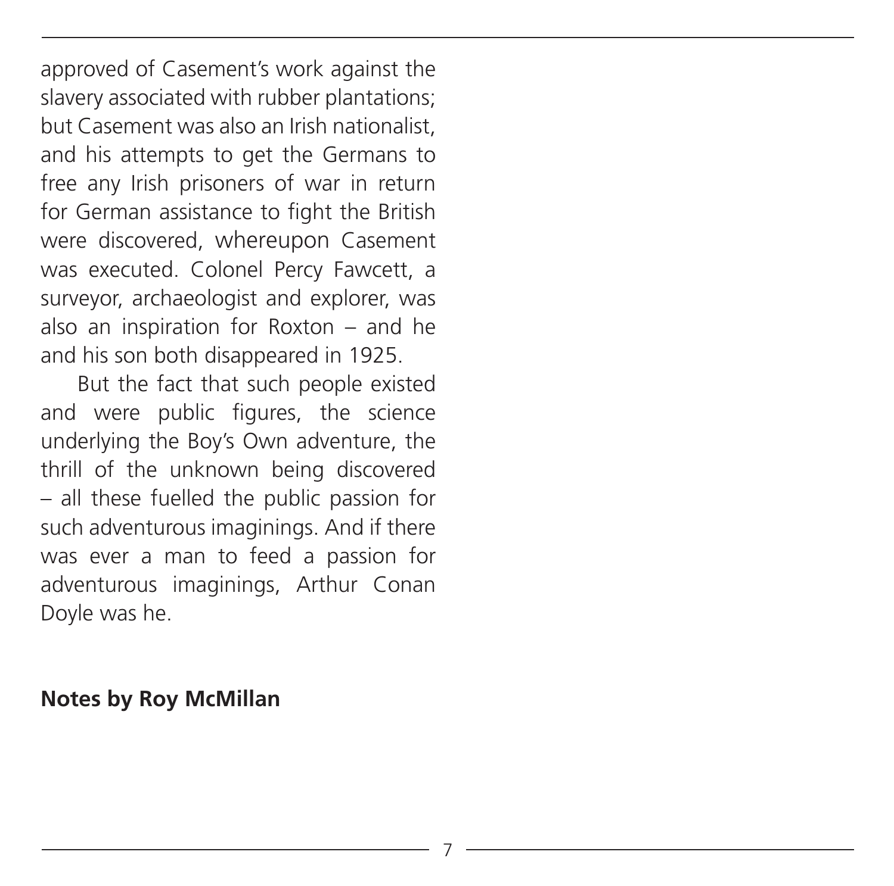approved of Casement's work against the slavery associated with rubber plantations; but Casement was also an Irish nationalist, and his attempts to get the Germans to free any Irish prisoners of war in return for German assistance to fight the British were discovered, whereupon Casement was executed. Colonel Percy Fawcett, a surveyor, archaeologist and explorer, was also an inspiration for Roxton – and he and his son both disappeared in 1925.

But the fact that such people existed and were public figures, the science underlying the Boy's Own adventure, the thrill of the unknown being discovered – all these fuelled the public passion for such adventurous imaginings. And if there was ever a man to feed a passion for adventurous imaginings, Arthur Conan Doyle was he.

**Notes by Roy McMillan**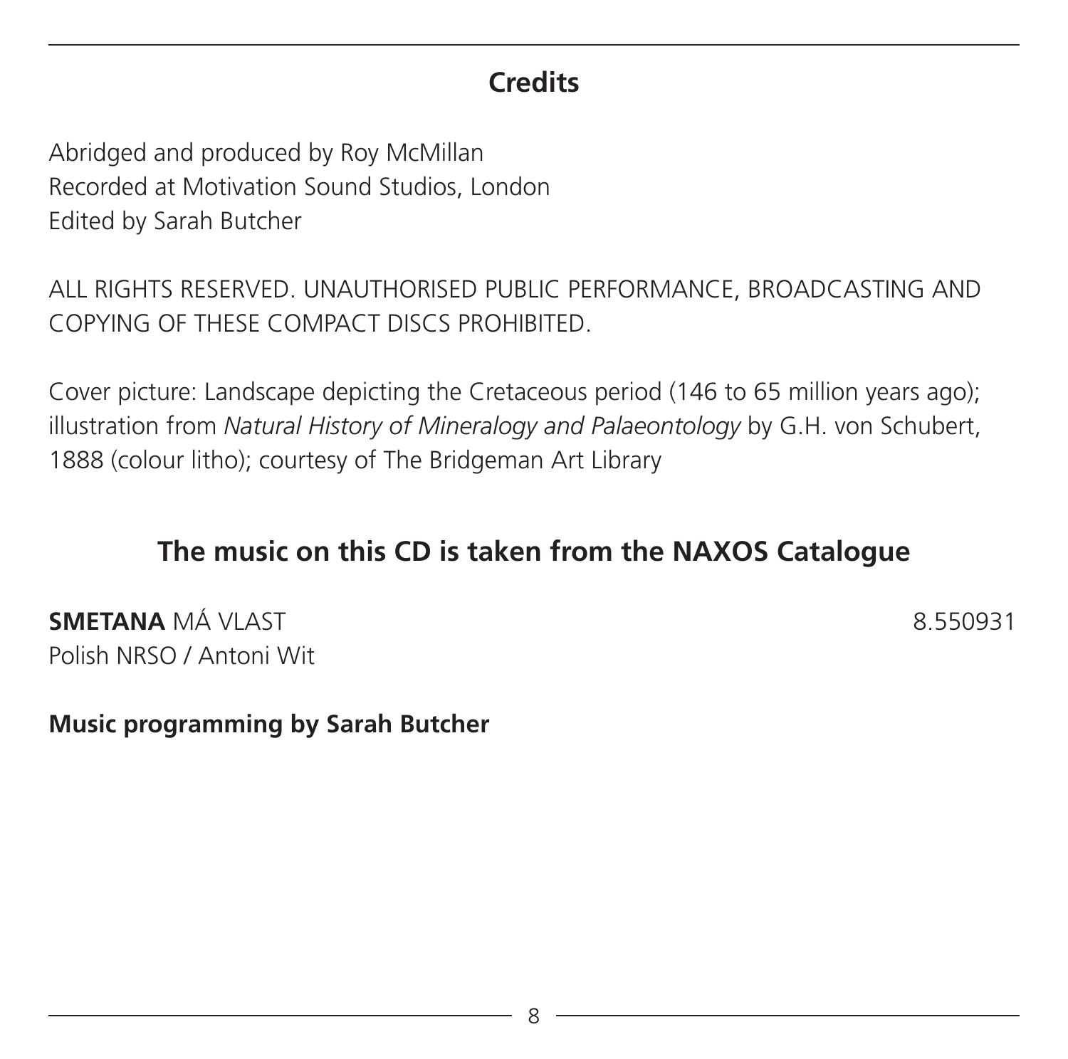## Credits

Abridged and produced by Roy McMillan
Recorded at Motivation Sound Studios, London
Edited by Sarah Butcher

ALL RIGHTS RESERVED. UNAUTHORISED PUBLIC PERFORMANCE, BROADCASTING AND COPYING OF THESE COMPACT DISCS PROHIBITED.

Cover picture: Landscape depicting the Cretaceous period (146 to 65 million years ago); illustration from *Natural History of Mineralogy and Palaeontology* by G.H. von Schubert, 1888 (colour litho); courtesy of The Bridgeman Art Library

## The music on this CD is taken from the NAXOS Catalogue

**SMETANA** MÁ VLAST 8.550931
Polish NRSO / Antoni Wit

**Music programming by Sarah Butcher**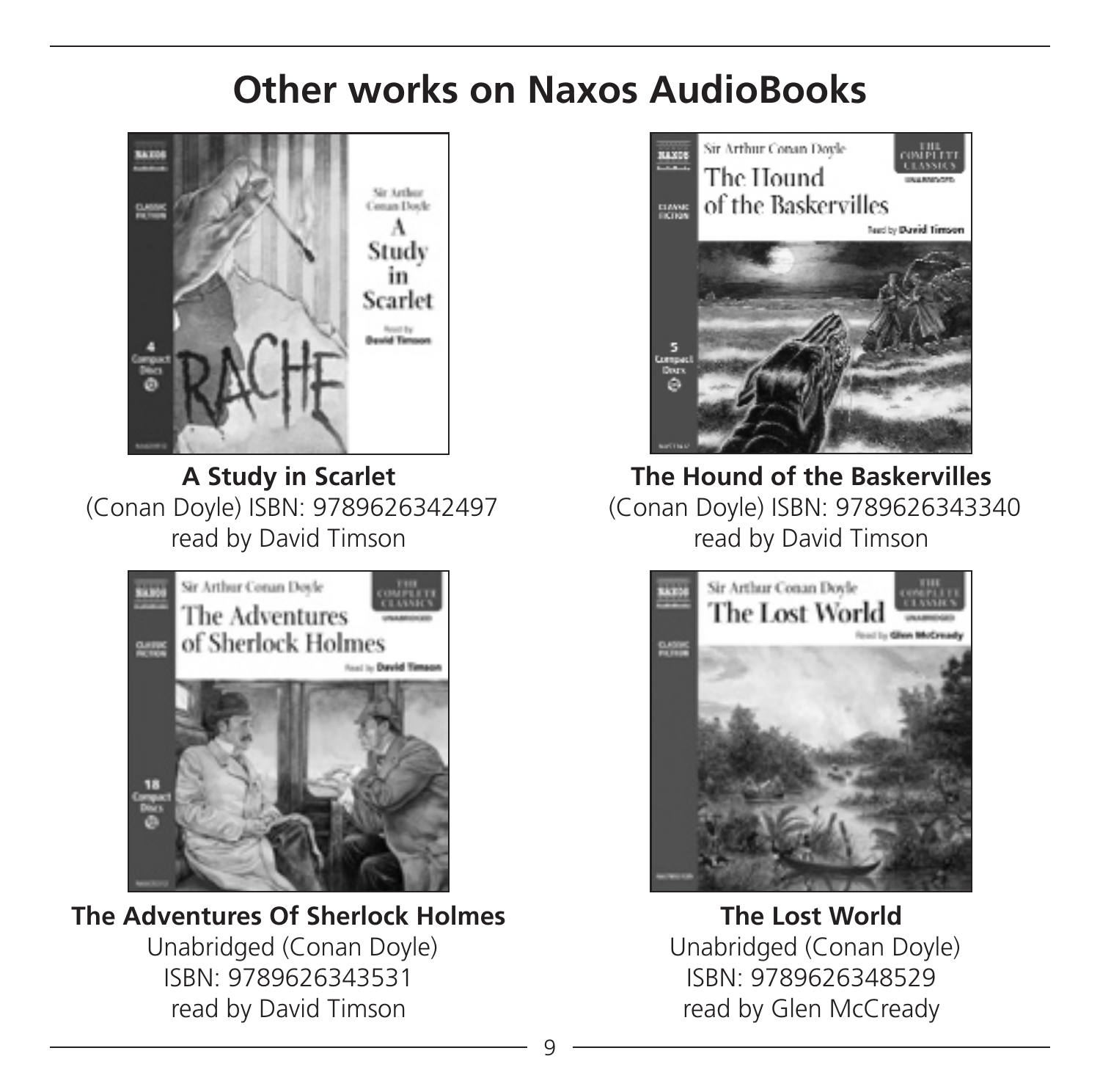# Other works on Naxos AudioBooks

**A Study in Scarlet**
(Conan Doyle) ISBN: 9789626342497
read by David Timson

**The Hound of the Baskervilles**
(Conan Doyle) ISBN: 9789626343340
read by David Timson

**The Adventures Of Sherlock Holmes**
Unabridged (Conan Doyle)
ISBN: 9789626343531
read by David Timson

**The Lost World**
Unabridged (Conan Doyle)
ISBN: 9789626348529
read by Glen McCready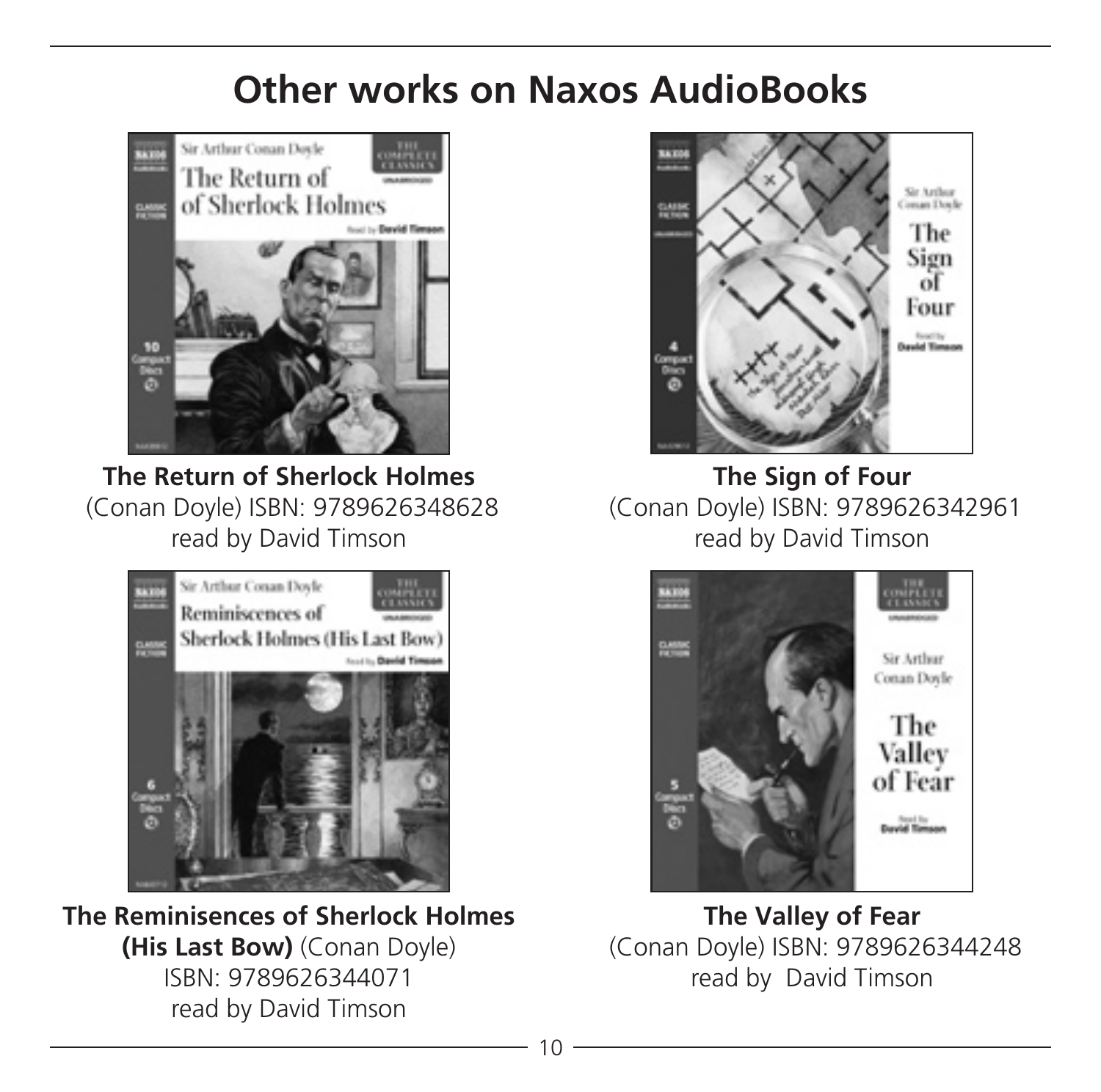# Other works on Naxos AudioBooks

**The Return of Sherlock Holmes**
(Conan Doyle) ISBN: 9789626348628
read by David Timson

**The Sign of Four**
(Conan Doyle) ISBN: 9789626342961
read by David Timson

**The Reminisences of Sherlock Holmes (His Last Bow)** (Conan Doyle)
ISBN: 9789626344071
read by David Timson

**The Valley of Fear**
(Conan Doyle) ISBN: 9789626344248
read by David Timson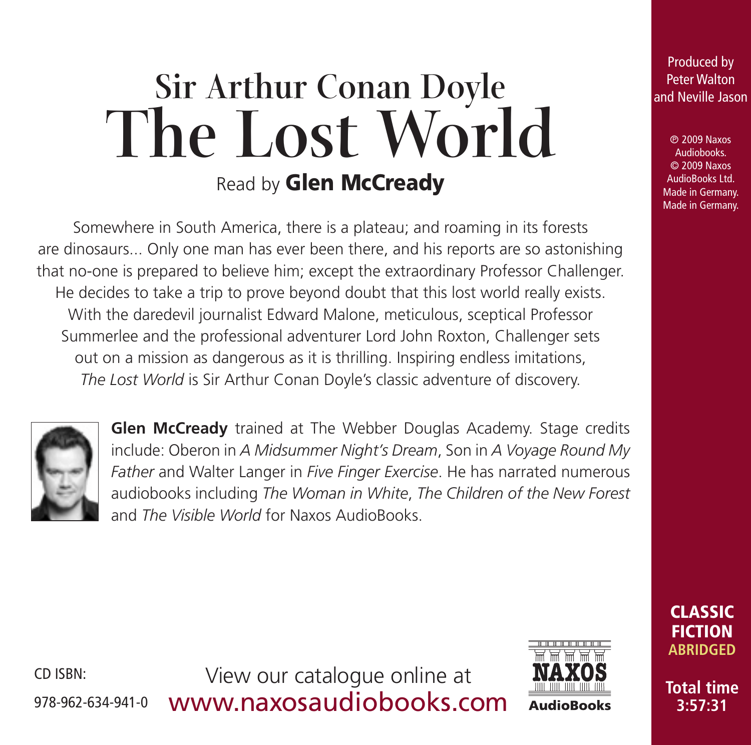# Sir Arthur Conan Doyle
# The Lost World

Read by **Glen McCready**

Somewhere in South America, there is a plateau; and roaming in its forests are dinosaurs... Only one man has ever been there, and his reports are so astonishing that no-one is prepared to believe him; except the extraordinary Professor Challenger. He decides to take a trip to prove beyond doubt that this lost world really exists. With the daredevil journalist Edward Malone, meticulous, sceptical Professor Summerlee and the professional adventurer Lord John Roxton, Challenger sets out on a mission as dangerous as it is thrilling. Inspiring endless imitations, *The Lost World* is Sir Arthur Conan Doyle's classic adventure of discovery.

**Glen McCready** trained at The Webber Douglas Academy. Stage credits include: Oberon in *A Midsummer Night's Dream*, Son in *A Voyage Round My Father* and Walter Langer in *Five Finger Exercise*. He has narrated numerous audiobooks including *The Woman in White*, *The Children of the New Forest* and *The Visible World* for Naxos AudioBooks.

CD ISBN:
978-962-634-941-0

View our catalogue online at
www.naxosaudiobooks.com

NAXOS AudioBooks

Produced by Peter Walton and Neville Jason

℗ 2009 Naxos Audiobooks.
© 2009 Naxos AudioBooks Ltd.
Made in Germany.
Made in Germany.

**CLASSIC FICTION**
**ABRIDGED**

**Total time 3:57:31**